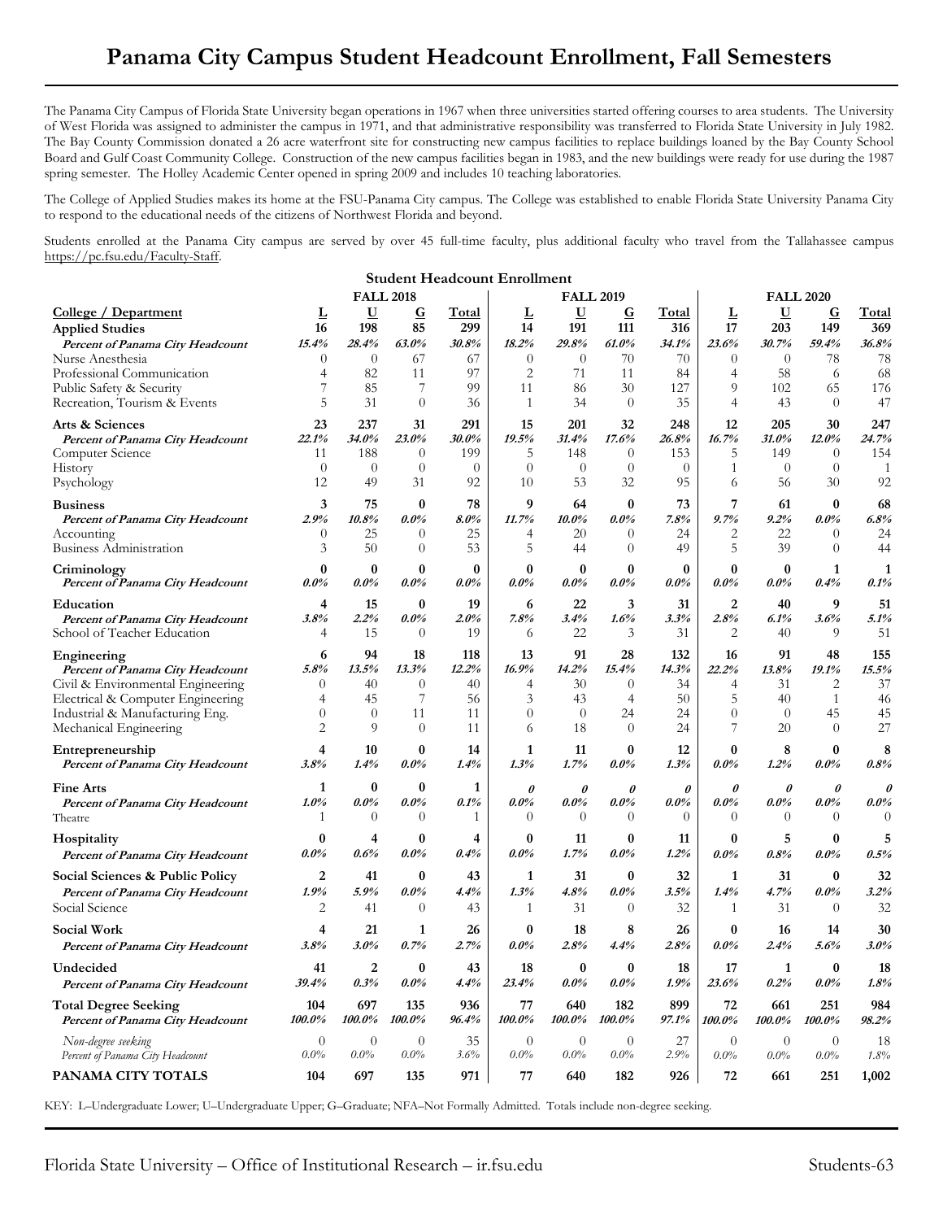# Panama City Campus Student Headcount Enrollment, Fall Semesters

The Panama City Campus of Florida State University began operations in 1967 when three universities started offering courses to area students. The University of West Florida was assigned to administer the campus in 1971, and that administrative responsibility was transferred to Florida State University in July 1982. The Bay County Commission donated a 26 acre waterfront site for constructing new campus facilities to replace buildings loaned by the Bay County School Board and Gulf Coast Community College. Construction of the new campus facilities began in 1983, and the new buildings were ready for use during the 1987 spring semester. The Holley Academic Center opened in spring 2009 and includes 10 teaching laboratories.

The College of Applied Studies makes its home at the FSU-Panama City campus. The College was established to enable Florida State University Panama City to respond to the educational needs of the citizens of Northwest Florida and beyond.

Students enrolled at the Panama City campus are served by over 45 full-time faculty, plus additional faculty who travel from the Tallahassee campus https://pc.fsu.edu/Faculty-Staff.

**Student Headcount Enrollment**

| | FALL 2018 | | | | FALL 2019 | | | | FALL 2020 | | | |
|---|---|---|---|---|---|---|---|---|---|---|---|---|
| **College / Department** | **L** | **U** | **G** | **Total** | **L** | **U** | **G** | **Total** | **L** | **U** | **G** | **Total** |
| **Applied Studies** | **16** | **198** | **85** | **299** | **14** | **191** | **111** | **316** | **17** | **203** | **149** | **369** |
| *Percent of Panama City Headcount* | *15.4%* | *28.4%* | *63.0%* | *30.8%* | *18.2%* | *29.8%* | *61.0%* | *34.1%* | *23.6%* | *30.7%* | *59.4%* | *36.8%* |
| Nurse Anesthesia | 0 | 0 | 67 | 67 | 0 | 0 | 70 | 70 | 0 | 0 | 78 | 78 |
| Professional Communication | 4 | 82 | 11 | 97 | 2 | 71 | 11 | 84 | 4 | 58 | 6 | 68 |
| Public Safety & Security | 7 | 85 | 7 | 99 | 11 | 86 | 30 | 127 | 9 | 102 | 65 | 176 |
| Recreation, Tourism & Events | 5 | 31 | 0 | 36 | 1 | 34 | 0 | 35 | 4 | 43 | 0 | 47 |
| **Arts & Sciences** | **23** | **237** | **31** | **291** | **15** | **201** | **32** | **248** | **12** | **205** | **30** | **247** |
| *Percent of Panama City Headcount* | *22.1%* | *34.0%* | *23.0%* | *30.0%* | *19.5%* | *31.4%* | *17.6%* | *26.8%* | *16.7%* | *31.0%* | *12.0%* | *24.7%* |
| Computer Science | 11 | 188 | 0 | 199 | 5 | 148 | 0 | 153 | 5 | 149 | 0 | 154 |
| History | 0 | 0 | 0 | 0 | 0 | 0 | 0 | 0 | 1 | 0 | 0 | 1 |
| Psychology | 12 | 49 | 31 | 92 | 10 | 53 | 32 | 95 | 6 | 56 | 30 | 92 |
| **Business** | **3** | **75** | **0** | **78** | **9** | **64** | **0** | **73** | **7** | **61** | **0** | **68** |
| *Percent of Panama City Headcount* | *2.9%* | *10.8%* | *0.0%* | *8.0%* | *11.7%* | *10.0%* | *0.0%* | *7.8%* | *9.7%* | *9.2%* | *0.0%* | *6.8%* |
| Accounting | 0 | 25 | 0 | 25 | 4 | 20 | 0 | 24 | 2 | 22 | 0 | 24 |
| Business Administration | 3 | 50 | 0 | 53 | 5 | 44 | 0 | 49 | 5 | 39 | 0 | 44 |
| **Criminology** | **0** | **0** | **0** | **0** | **0** | **0** | **0** | **0** | **0** | **0** | **1** | **1** |
| *Percent of Panama City Headcount* | *0.0%* | *0.0%* | *0.0%* | *0.0%* | *0.0%* | *0.0%* | *0.0%* | *0.0%* | *0.0%* | *0.0%* | *0.4%* | *0.1%* |
| **Education** | **4** | **15** | **0** | **19** | **6** | **22** | **3** | **31** | **2** | **40** | **9** | **51** |
| *Percent of Panama City Headcount* | *3.8%* | *2.2%* | *0.0%* | *2.0%* | *7.8%* | *3.4%* | *1.6%* | *3.3%* | *2.8%* | *6.1%* | *3.6%* | *5.1%* |
| School of Teacher Education | 4 | 15 | 0 | 19 | 6 | 22 | 3 | 31 | 2 | 40 | 9 | 51 |
| **Engineering** | **6** | **94** | **18** | **118** | **13** | **91** | **28** | **132** | **16** | **91** | **48** | **155** |
| *Percent of Panama City Headcount* | *5.8%* | *13.5%* | *13.3%* | *12.2%* | *16.9%* | *14.2%* | *15.4%* | *14.3%* | *22.2%* | *13.8%* | *19.1%* | *15.5%* |
| Civil & Environmental Engineering | 0 | 40 | 0 | 40 | 4 | 30 | 0 | 34 | 4 | 31 | 2 | 37 |
| Electrical & Computer Engineering | 4 | 45 | 7 | 56 | 3 | 43 | 4 | 50 | 5 | 40 | 1 | 46 |
| Industrial & Manufacturing Eng. | 0 | 0 | 11 | 11 | 0 | 0 | 24 | 24 | 0 | 0 | 45 | 45 |
| Mechanical Engineering | 2 | 9 | 0 | 11 | 6 | 18 | 0 | 24 | 7 | 20 | 0 | 27 |
| **Entrepreneurship** | **4** | **10** | **0** | **14** | **1** | **11** | **0** | **12** | **0** | **8** | **0** | **8** |
| *Percent of Panama City Headcount* | *3.8%* | *1.4%* | *0.0%* | *1.4%* | *1.3%* | *1.7%* | *0.0%* | *1.3%* | *0.0%* | *1.2%* | *0.0%* | *0.8%* |
| **Fine Arts** | **1** | **0** | **0** | **1** | ***0*** | ***0*** | ***0*** | ***0*** | ***0*** | ***0*** | ***0*** | ***0*** |
| *Percent of Panama City Headcount* | *1.0%* | *0.0%* | *0.0%* | *0.1%* | *0.0%* | *0.0%* | *0.0%* | *0.0%* | *0.0%* | *0.0%* | *0.0%* | *0.0%* |
| Theatre | 1 | 0 | 0 | 1 | 0 | 0 | 0 | 0 | 0 | 0 | 0 | 0 |
| **Hospitality** | **0** | **4** | **0** | **4** | **0** | **11** | **0** | **11** | **0** | **5** | **0** | **5** |
| *Percent of Panama City Headcount* | *0.0%* | *0.6%* | *0.0%* | *0.4%* | *0.0%* | *1.7%* | *0.0%* | *1.2%* | *0.0%* | *0.8%* | *0.0%* | *0.5%* |
| **Social Sciences & Public Policy** | **2** | **41** | **0** | **43** | **1** | **31** | **0** | **32** | **1** | **31** | **0** | **32** |
| *Percent of Panama City Headcount* | *1.9%* | *5.9%* | *0.0%* | *4.4%* | *1.3%* | *4.8%* | *0.0%* | *3.5%* | *1.4%* | *4.7%* | *0.0%* | *3.2%* |
| Social Science | 2 | 41 | 0 | 43 | 1 | 31 | 0 | 32 | 1 | 31 | 0 | 32 |
| **Social Work** | **4** | **21** | **1** | **26** | **0** | **18** | **8** | **26** | **0** | **16** | **14** | **30** |
| *Percent of Panama City Headcount* | *3.8%* | *3.0%* | *0.7%* | *2.7%* | *0.0%* | *2.8%* | *4.4%* | *2.8%* | *0.0%* | *2.4%* | *5.6%* | *3.0%* |
| **Undecided** | **41** | **2** | **0** | **43** | **18** | **0** | **0** | **18** | **17** | **1** | **0** | **18** |
| *Percent of Panama City Headcount* | *39.4%* | *0.3%* | *0.0%* | *4.4%* | *23.4%* | *0.0%* | *0.0%* | *1.9%* | *23.6%* | *0.2%* | *0.0%* | *1.8%* |
| **Total Degree Seeking** | **104** | **697** | **135** | **936** | **77** | **640** | **182** | **899** | **72** | **661** | **251** | **984** |
| *Percent of Panama City Headcount* | *100.0%* | *100.0%* | *100.0%* | *96.4%* | *100.0%* | *100.0%* | *100.0%* | *97.1%* | *100.0%* | *100.0%* | *100.0%* | *98.2%* |
| *Non-degree seeking* | 0 | 0 | 0 | 35 | 0 | 0 | 0 | 27 | 0 | 0 | 0 | 18 |
| *Percent of Panama City Headcount* | 0.0% | 0.0% | 0.0% | 3.6% | 0.0% | 0.0% | 0.0% | 2.9% | 0.0% | 0.0% | 0.0% | 1.8% |
| **PANAMA CITY TOTALS** | **104** | **697** | **135** | **971** | **77** | **640** | **182** | **926** | **72** | **661** | **251** | **1,002** |

KEY: L–Undergraduate Lower; U–Undergraduate Upper; G–Graduate; NFA–Not Formally Admitted. Totals include non-degree seeking.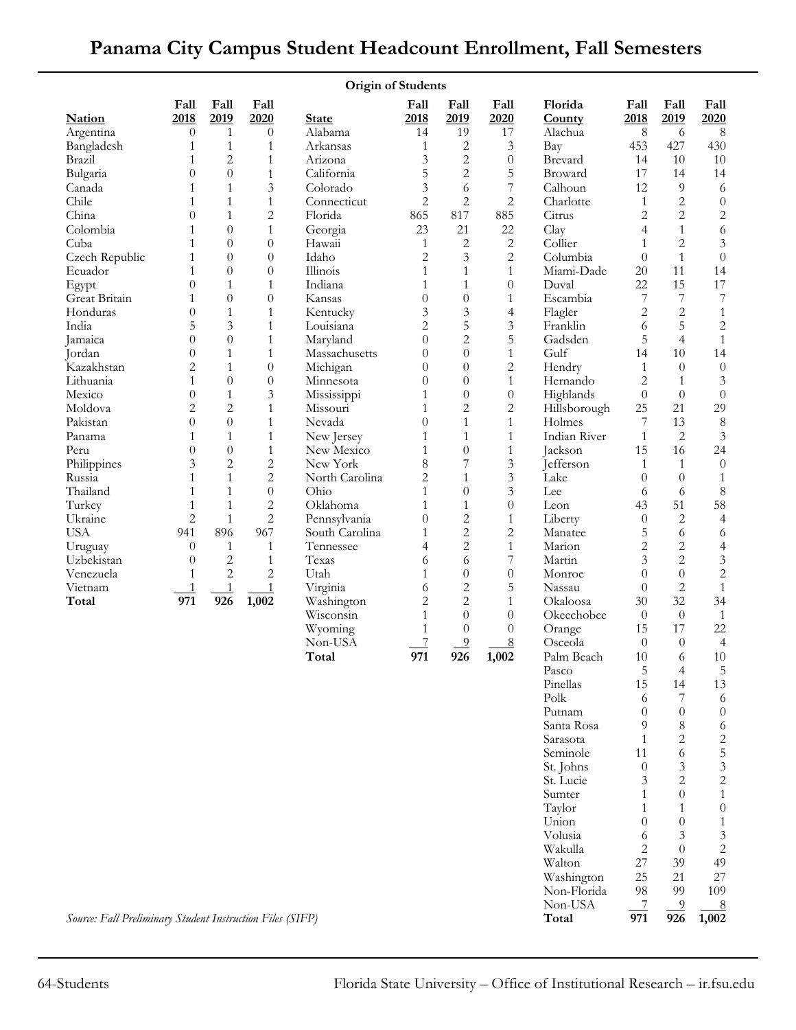# Panama City Campus Student Headcount Enrollment, Fall Semesters

**Origin of Students**

| Nation | Fall 2018 | Fall 2019 | Fall 2020 |
|---|---|---|---|
| Argentina | 0 | 1 | 0 |
| Bangladesh | 1 | 1 | 1 |
| Brazil | 1 | 2 | 1 |
| Bulgaria | 0 | 0 | 1 |
| Canada | 1 | 1 | 3 |
| Chile | 1 | 1 | 1 |
| China | 0 | 1 | 2 |
| Colombia | 1 | 0 | 1 |
| Cuba | 1 | 0 | 0 |
| Czech Republic | 1 | 0 | 0 |
| Ecuador | 1 | 0 | 0 |
| Egypt | 0 | 1 | 1 |
| Great Britain | 1 | 0 | 0 |
| Honduras | 0 | 1 | 1 |
| India | 5 | 3 | 1 |
| Jamaica | 0 | 0 | 1 |
| Jordan | 0 | 1 | 1 |
| Kazakhstan | 2 | 1 | 0 |
| Lithuania | 1 | 0 | 0 |
| Mexico | 0 | 1 | 3 |
| Moldova | 2 | 2 | 1 |
| Pakistan | 0 | 0 | 1 |
| Panama | 1 | 1 | 1 |
| Peru | 0 | 0 | 1 |
| Philippines | 3 | 2 | 2 |
| Russia | 1 | 1 | 2 |
| Thailand | 1 | 1 | 0 |
| Turkey | 1 | 1 | 2 |
| Ukraine | 2 | 1 | 2 |
| USA | 941 | 896 | 967 |
| Uruguay | 0 | 1 | 1 |
| Uzbekistan | 0 | 2 | 1 |
| Venezuela | 1 | 2 | 2 |
| Vietnam | 1 | 1 | 1 |
| **Total** | **971** | **926** | **1,002** |

| State | Fall 2018 | Fall 2019 | Fall 2020 |
|---|---|---|---|
| Alabama | 14 | 19 | 17 |
| Arkansas | 1 | 2 | 3 |
| Arizona | 3 | 2 | 0 |
| California | 5 | 2 | 5 |
| Colorado | 3 | 6 | 7 |
| Connecticut | 2 | 2 | 2 |
| Florida | 865 | 817 | 885 |
| Georgia | 23 | 21 | 22 |
| Hawaii | 1 | 2 | 2 |
| Idaho | 2 | 3 | 2 |
| Illinois | 1 | 1 | 1 |
| Indiana | 1 | 1 | 0 |
| Kansas | 0 | 0 | 1 |
| Kentucky | 3 | 3 | 4 |
| Louisiana | 2 | 5 | 3 |
| Maryland | 0 | 2 | 5 |
| Massachusetts | 0 | 0 | 1 |
| Michigan | 0 | 0 | 2 |
| Minnesota | 0 | 0 | 1 |
| Mississippi | 1 | 0 | 0 |
| Missouri | 1 | 2 | 2 |
| Nevada | 0 | 1 | 1 |
| New Jersey | 1 | 1 | 1 |
| New Mexico | 1 | 0 | 1 |
| New York | 8 | 7 | 3 |
| North Carolina | 2 | 1 | 3 |
| Ohio | 1 | 0 | 3 |
| Oklahoma | 1 | 1 | 0 |
| Pennsylvania | 0 | 2 | 1 |
| South Carolina | 1 | 2 | 2 |
| Tennessee | 4 | 2 | 1 |
| Texas | 6 | 6 | 7 |
| Utah | 1 | 0 | 0 |
| Virginia | 6 | 2 | 5 |
| Washington | 2 | 2 | 1 |
| Wisconsin | 1 | 0 | 0 |
| Wyoming | 1 | 0 | 0 |
| Non-USA | 7 | 9 | 8 |
| **Total** | **971** | **926** | **1,002** |

| Florida County | Fall 2018 | Fall 2019 | Fall 2020 |
|---|---|---|---|
| Alachua | 8 | 6 | 8 |
| Bay | 453 | 427 | 430 |
| Brevard | 14 | 10 | 10 |
| Broward | 17 | 14 | 14 |
| Calhoun | 12 | 9 | 6 |
| Charlotte | 1 | 2 | 0 |
| Citrus | 2 | 2 | 2 |
| Clay | 4 | 1 | 6 |
| Collier | 1 | 2 | 3 |
| Columbia | 0 | 1 | 0 |
| Miami-Dade | 20 | 11 | 14 |
| Duval | 22 | 15 | 17 |
| Escambia | 7 | 7 | 7 |
| Flagler | 2 | 2 | 1 |
| Franklin | 6 | 5 | 2 |
| Gadsden | 5 | 4 | 1 |
| Gulf | 14 | 10 | 14 |
| Hendry | 1 | 0 | 0 |
| Hernando | 2 | 1 | 3 |
| Highlands | 0 | 0 | 0 |
| Hillsborough | 25 | 21 | 29 |
| Holmes | 7 | 13 | 8 |
| Indian River | 1 | 2 | 3 |
| Jackson | 15 | 16 | 24 |
| Jefferson | 1 | 1 | 0 |
| Lake | 0 | 0 | 1 |
| Lee | 6 | 6 | 8 |
| Leon | 43 | 51 | 58 |
| Liberty | 0 | 2 | 4 |
| Manatee | 5 | 6 | 6 |
| Marion | 2 | 2 | 4 |
| Martin | 3 | 2 | 3 |
| Monroe | 0 | 0 | 2 |
| Nassau | 0 | 2 | 1 |
| Okaloosa | 30 | 32 | 34 |
| Okeechobee | 0 | 0 | 1 |
| Orange | 15 | 17 | 22 |
| Osceola | 0 | 0 | 4 |
| Palm Beach | 10 | 6 | 10 |
| Pasco | 5 | 4 | 5 |
| Pinellas | 15 | 14 | 13 |
| Polk | 6 | 7 | 6 |
| Putnam | 0 | 0 | 0 |
| Santa Rosa | 9 | 8 | 6 |
| Sarasota | 1 | 2 | 2 |
| Seminole | 11 | 6 | 5 |
| St. Johns | 0 | 3 | 3 |
| St. Lucie | 3 | 2 | 2 |
| Sumter | 1 | 0 | 1 |
| Taylor | 1 | 1 | 0 |
| Union | 0 | 0 | 1 |
| Volusia | 6 | 3 | 3 |
| Wakulla | 2 | 0 | 2 |
| Walton | 27 | 39 | 49 |
| Washington | 25 | 21 | 27 |
| Non-Florida | 98 | 99 | 109 |
| Non-USA | 7 | 9 | 8 |
| **Total** | **971** | **926** | **1,002** |

*Source: Fall Preliminary Student Instruction Files (SIFP)*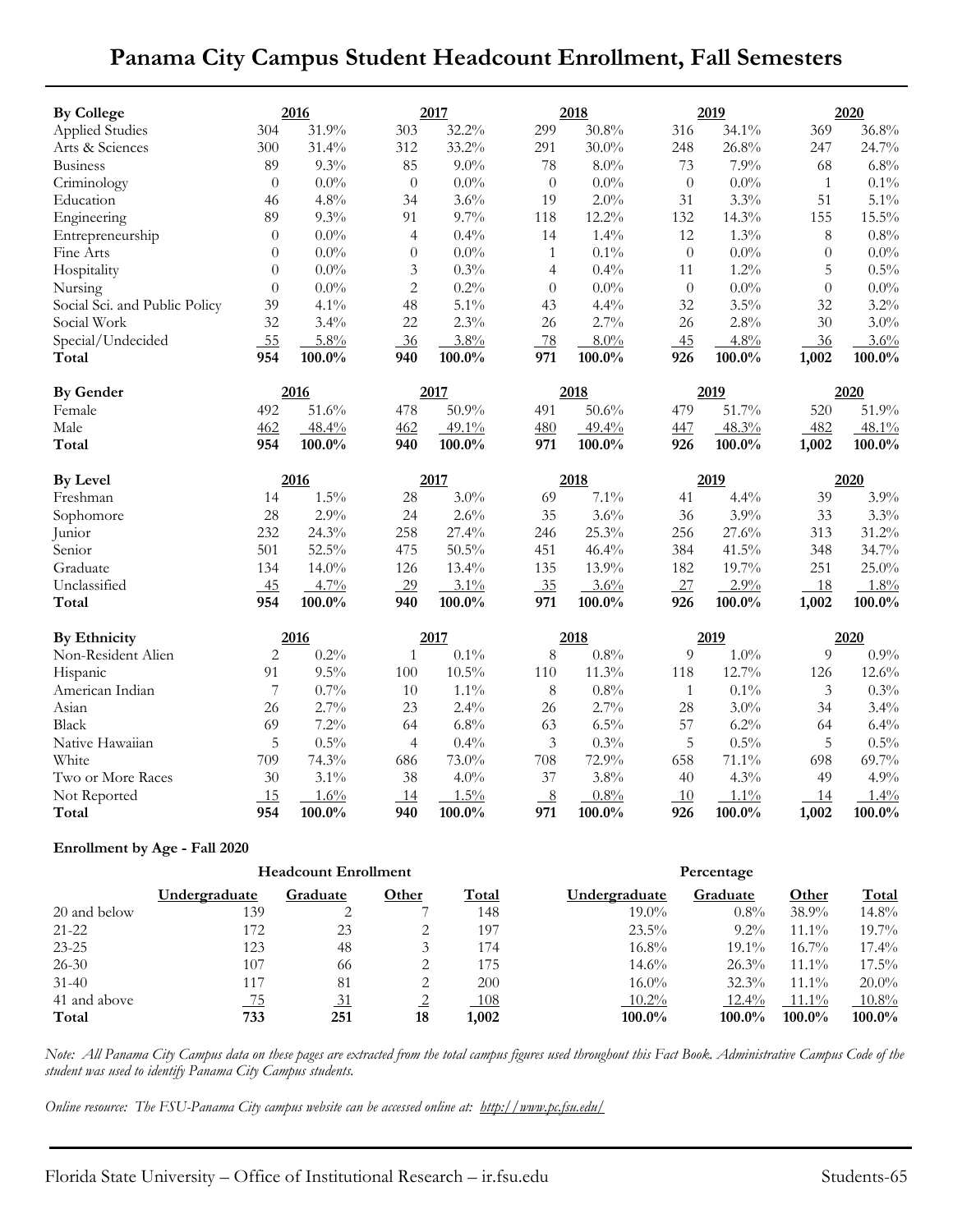# Panama City Campus Student Headcount Enrollment, Fall Semesters

| By College | 2016 | | 2017 | | 2018 | | 2019 | | 2020 | |
|---|---|---|---|---|---|---|---|---|---|---|
| Applied Studies | 304 | 31.9% | 303 | 32.2% | 299 | 30.8% | 316 | 34.1% | 369 | 36.8% |
| Arts & Sciences | 300 | 31.4% | 312 | 33.2% | 291 | 30.0% | 248 | 26.8% | 247 | 24.7% |
| Business | 89 | 9.3% | 85 | 9.0% | 78 | 8.0% | 73 | 7.9% | 68 | 6.8% |
| Criminology | 0 | 0.0% | 0 | 0.0% | 0 | 0.0% | 0 | 0.0% | 1 | 0.1% |
| Education | 46 | 4.8% | 34 | 3.6% | 19 | 2.0% | 31 | 3.3% | 51 | 5.1% |
| Engineering | 89 | 9.3% | 91 | 9.7% | 118 | 12.2% | 132 | 14.3% | 155 | 15.5% |
| Entrepreneurship | 0 | 0.0% | 4 | 0.4% | 14 | 1.4% | 12 | 1.3% | 8 | 0.8% |
| Fine Arts | 0 | 0.0% | 0 | 0.0% | 1 | 0.1% | 0 | 0.0% | 0 | 0.0% |
| Hospitality | 0 | 0.0% | 3 | 0.3% | 4 | 0.4% | 11 | 1.2% | 5 | 0.5% |
| Nursing | 0 | 0.0% | 2 | 0.2% | 0 | 0.0% | 0 | 0.0% | 0 | 0.0% |
| Social Sci. and Public Policy | 39 | 4.1% | 48 | 5.1% | 43 | 4.4% | 32 | 3.5% | 32 | 3.2% |
| Social Work | 32 | 3.4% | 22 | 2.3% | 26 | 2.7% | 26 | 2.8% | 30 | 3.0% |
| Special/Undecided | 55 | 5.8% | 36 | 3.8% | 78 | 8.0% | 45 | 4.8% | 36 | 3.6% |
| **Total** | **954** | **100.0%** | **940** | **100.0%** | **971** | **100.0%** | **926** | **100.0%** | **1,002** | **100.0%** |

| By Gender | 2016 | | 2017 | | 2018 | | 2019 | | 2020 | |
|---|---|---|---|---|---|---|---|---|---|---|
| Female | 492 | 51.6% | 478 | 50.9% | 491 | 50.6% | 479 | 51.7% | 520 | 51.9% |
| Male | 462 | 48.4% | 462 | 49.1% | 480 | 49.4% | 447 | 48.3% | 482 | 48.1% |
| **Total** | **954** | **100.0%** | **940** | **100.0%** | **971** | **100.0%** | **926** | **100.0%** | **1,002** | **100.0%** |

| By Level | 2016 | | 2017 | | 2018 | | 2019 | | 2020 | |
|---|---|---|---|---|---|---|---|---|---|---|
| Freshman | 14 | 1.5% | 28 | 3.0% | 69 | 7.1% | 41 | 4.4% | 39 | 3.9% |
| Sophomore | 28 | 2.9% | 24 | 2.6% | 35 | 3.6% | 36 | 3.9% | 33 | 3.3% |
| Junior | 232 | 24.3% | 258 | 27.4% | 246 | 25.3% | 256 | 27.6% | 313 | 31.2% |
| Senior | 501 | 52.5% | 475 | 50.5% | 451 | 46.4% | 384 | 41.5% | 348 | 34.7% |
| Graduate | 134 | 14.0% | 126 | 13.4% | 135 | 13.9% | 182 | 19.7% | 251 | 25.0% |
| Unclassified | 45 | 4.7% | 29 | 3.1% | 35 | 3.6% | 27 | 2.9% | 18 | 1.8% |
| **Total** | **954** | **100.0%** | **940** | **100.0%** | **971** | **100.0%** | **926** | **100.0%** | **1,002** | **100.0%** |

| By Ethnicity | 2016 | | 2017 | | 2018 | | 2019 | | 2020 | |
|---|---|---|---|---|---|---|---|---|---|---|
| Non-Resident Alien | 2 | 0.2% | 1 | 0.1% | 8 | 0.8% | 9 | 1.0% | 9 | 0.9% |
| Hispanic | 91 | 9.5% | 100 | 10.5% | 110 | 11.3% | 118 | 12.7% | 126 | 12.6% |
| American Indian | 7 | 0.7% | 10 | 1.1% | 8 | 0.8% | 1 | 0.1% | 3 | 0.3% |
| Asian | 26 | 2.7% | 23 | 2.4% | 26 | 2.7% | 28 | 3.0% | 34 | 3.4% |
| Black | 69 | 7.2% | 64 | 6.8% | 63 | 6.5% | 57 | 6.2% | 64 | 6.4% |
| Native Hawaiian | 5 | 0.5% | 4 | 0.4% | 3 | 0.3% | 5 | 0.5% | 5 | 0.5% |
| White | 709 | 74.3% | 686 | 73.0% | 708 | 72.9% | 658 | 71.1% | 698 | 69.7% |
| Two or More Races | 30 | 3.1% | 38 | 4.0% | 37 | 3.8% | 40 | 4.3% | 49 | 4.9% |
| Not Reported | 15 | 1.6% | 14 | 1.5% | 8 | 0.8% | 10 | 1.1% | 14 | 1.4% |
| **Total** | **954** | **100.0%** | **940** | **100.0%** | **971** | **100.0%** | **926** | **100.0%** | **1,002** | **100.0%** |

**Enrollment by Age - Fall 2020**

| | Headcount Enrollment | | | | Percentage | | | |
|---|---|---|---|---|---|---|---|---|
| | Undergraduate | Graduate | Other | Total | Undergraduate | Graduate | Other | Total |
| 20 and below | 139 | 2 | 7 | 148 | 19.0% | 0.8% | 38.9% | 14.8% |
| 21-22 | 172 | 23 | 2 | 197 | 23.5% | 9.2% | 11.1% | 19.7% |
| 23-25 | 123 | 48 | 3 | 174 | 16.8% | 19.1% | 16.7% | 17.4% |
| 26-30 | 107 | 66 | 2 | 175 | 14.6% | 26.3% | 11.1% | 17.5% |
| 31-40 | 117 | 81 | 2 | 200 | 16.0% | 32.3% | 11.1% | 20.0% |
| 41 and above | 75 | 31 | 2 | 108 | 10.2% | 12.4% | 11.1% | 10.8% |
| **Total** | **733** | **251** | **18** | **1,002** | **100.0%** | **100.0%** | **100.0%** | **100.0%** |

*Note: All Panama City Campus data on these pages are extracted from the total campus figures used throughout this Fact Book. Administrative Campus Code of the student was used to identify Panama City Campus students.*

*Online resource: The FSU-Panama City campus website can be accessed online at: http://www.pc.fsu.edu/*